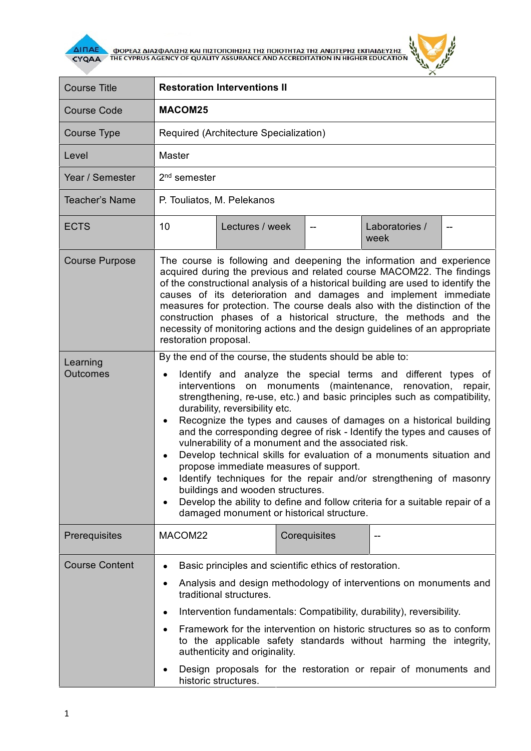ΦΟΡΕΑΣ ΔΙΑΣΦΑΛΙΣΗΣ ΚΑΙ ΠΙΣΤΟΠΟΙΗΣΗΣ ΤΗΣ ΠΟΙΟΤΗΤΑΣ ΤΗΣ ΑΝΩΤΕΡΗΣ ΕΚΠΑΙΔΕΥΣΗΣ
THE CYPRUS AGENCY OF QUALITY ASSURANCE AND ACCREDITATION IN HIGHER EDUCATION

| Course Title | **Restoration Interventions II** | | | | |
|---|---|---|---|---|---|
| Course Code | **MACOM25** | | | | |
| Course Type | Required (Architecture Specialization) | | | | |
| Level | Master | | | | |
| Year / Semester | 2nd semester | | | | |
| Teacher's Name | P. Touliatos, M. Pelekanos | | | | |
| ECTS | 10 | Lectures / week | -- | Laboratories / week | -- |
| Course Purpose | The course is following and deepening the information and experience acquired during the previous and related course MACOM22. The findings of the constructional analysis of a historical building are used to identify the causes of its deterioration and damages and implement immediate measures for protection. The course deals also with the distinction of the construction phases of a historical structure, the methods and the necessity of monitoring actions and the design guidelines of an appropriate restoration proposal. | | | | |
| Learning Outcomes | By the end of the course, the students should be able to:<br>• Identify and analyze the special terms and different types of interventions on monuments (maintenance, renovation, repair, strengthening, re-use, etc.) and basic principles such as compatibility, durability, reversibility etc.<br>• Recognize the types and causes of damages on a historical building and the corresponding degree of risk - Identify the types and causes of vulnerability of a monument and the associated risk.<br>• Develop technical skills for evaluation of a monuments situation and propose immediate measures of support.<br>• Identify techniques for the repair and/or strengthening of masonry buildings and wooden structures.<br>• Develop the ability to define and follow criteria for a suitable repair of a damaged monument or historical structure. | | | | |
| Prerequisites | MACOM22 | Corequisites | -- | | |
| Course Content | • Basic principles and scientific ethics of restoration.<br>• Analysis and design methodology of interventions on monuments and traditional structures.<br>• Intervention fundamentals: Compatibility, durability), reversibility.<br>• Framework for the intervention on historic structures so as to conform to the applicable safety standards without harming the integrity, authenticity and originality.<br>• Design proposals for the restoration or repair of monuments and historic structures. | | | | |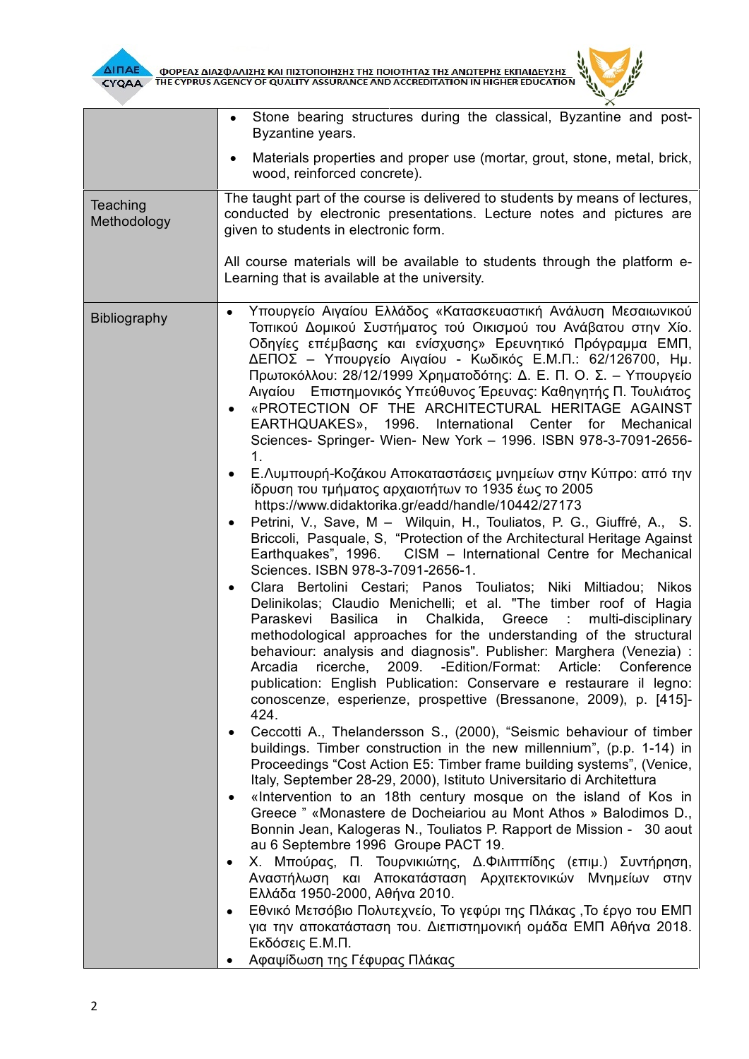| | |
|---|---|
| | • Stone bearing structures during the classical, Byzantine and post-Byzantine years.<br>• Materials properties and proper use (mortar, grout, stone, metal, brick, wood, reinforced concrete). |
| Teaching Methodology | The taught part of the course is delivered to students by means of lectures, conducted by electronic presentations. Lecture notes and pictures are given to students in electronic form.<br><br>All course materials will be available to students through the platform e-Learning that is available at the university. |
| Bibliography | • Υπουργείο Αιγαίου Ελλάδος «Κατασκευαστική Ανάλυση Μεσαιωνικού Τοπικού Δομικού Συστήματος τού Οικισμού του Ανάβατου στην Χίο. Οδηγίες επέμβασης και ενίσχυσης» Ερευνητικό Πρόγραμμα ΕΜΠ, ΔΕΠΟΣ – Υπουργείο Αιγαίου - Κωδικός Ε.Μ.Π.: 62/126700, Ημ. Πρωτοκόλλου: 28/12/1999 Χρηματοδότης: Δ. Ε. Π. Ο. Σ. – Υπουργείο Αιγαίου Επιστημονικός Υπεύθυνος Έρευνας: Καθηγητής Π. Τουλιάτος<br>• «PROTECTION OF THE ARCHITECTURAL HERITAGE AGAINST EARTHQUAKES», 1996. International Center for Mechanical Sciences- Springer- Wien- New York – 1996. ISBN 978-3-7091-2656-1.<br>• Ε.Λυμπουρή-Κοζάκου Αποκαταστάσεις μνημείων στην Κύπρο: από την ίδρυση του τμήματος αρχαιοτήτων το 1935 έως το 2005 https://www.didaktorika.gr/eadd/handle/10442/27173<br>• Petrini, V., Save, M – Wilquin, H., Touliatos, P. G., Giuffré, A., S. Briccoli, Pasquale, S, "Protection of the Architectural Heritage Against Earthquakes", 1996. CISM – International Centre for Mechanical Sciences. ISBN 978-3-7091-2656-1.<br>• Clara Bertolini Cestari; Panos Touliatos; Niki Miltiadou; Nikos Delinikolas; Claudio Menichelli; et al. "The timber roof of Hagia Paraskevi Basilica in Chalkida, Greece : multi-disciplinary methodological approaches for the understanding of the structural behaviour: analysis and diagnosis". Publisher: Marghera (Venezia) : Arcadia ricerche, 2009. -Edition/Format: Article: Conference publication: English Publication: Conservare e restaurare il legno: conoscenze, esperienze, prospettive (Bressanone, 2009), p. [415]-424.<br>• Ceccotti A., Thelandersson S., (2000), "Seismic behaviour of timber buildings. Timber construction in the new millennium", (p.p. 1-14) in Proceedings "Cost Action E5: Timber frame building systems", (Venice, Italy, September 28-29, 2000), Istituto Universitario di Architettura<br>• «Intervention to an 18th century mosque on the island of Kos in Greece " «Monastere de Docheiariou au Mont Athos » Balodimos D., Bonnin Jean, Kalogeras N., Touliatos P. Rapport de Mission - 30 aout au 6 Septembre 1996 Groupe PACT 19.<br>• Χ. Μπούρας, Π. Τουρνικιώτης, Δ.Φιλιππίδης (επιμ.) Συντήρηση, Αναστήλωση και Αποκατάσταση Αρχιτεκτονικών Μνημείων στην Ελλάδα 1950-2000, Αθήνα 2010.<br>• Εθνικό Μετσόβιο Πολυτεχνείο, Το γεφύρι της Πλάκας ,Το έργο του ΕΜΠ για την αποκατάσταση του. Διεπιστημονική ομάδα ΕΜΠ Αθήνα 2018. Εκδόσεις Ε.Μ.Π.<br>• Αφαψίδωση της Γέφυρας Πλάκας |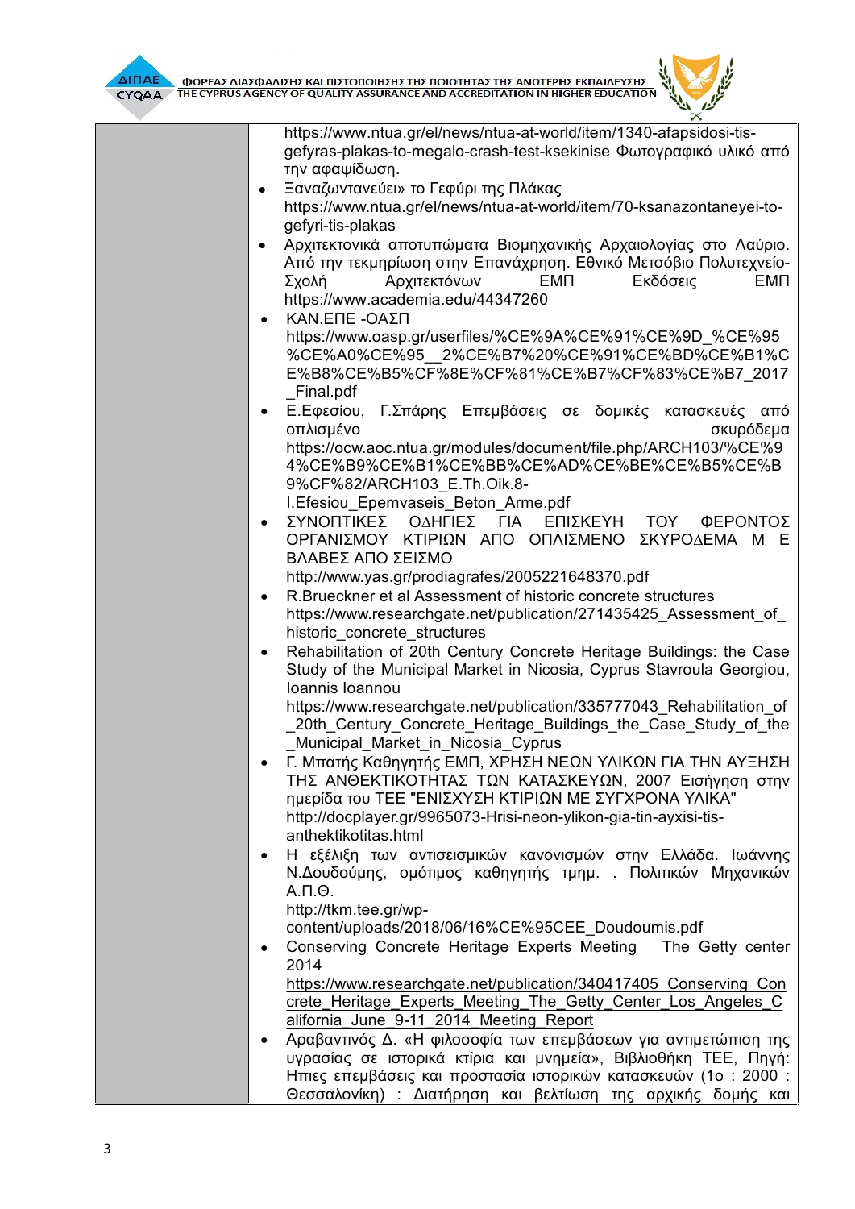https://www.ntua.gr/el/news/ntua-at-world/item/1340-afapsidosi-tis-gefyras-plakas-to-megalo-crash-test-ksekinise Φωτογραφικό υλικό από την αφαψίδωση.

- Ξαναζωντανεύει» το Γεφύρι της Πλάκας https://www.ntua.gr/el/news/ntua-at-world/item/70-ksanazontaneyei-to-gefyri-tis-plakas
- Αρχιτεκτονικά αποτυπώματα Βιομηχανικής Αρχαιολογίας στο Λαύριο. Από την τεκμηρίωση στην Επανάχρηση. Εθνικό Μετσόβιο Πολυτεχνείο-Σχολή Αρχιτεκτόνων ΕΜΠ Εκδόσεις ΕΜΠ https://www.academia.edu/44347260
- ΚΑΝ.ΕΠΕ -ΟΑΣΠ https://www.oasp.gr/userfiles/%CE%9A%CE%91%CE%9D_%CE%95%CE%A0%CE%95__2%CE%B7%20%CE%91%CE%BD%CE%B1%CE%B8%CE%B5%CF%8E%CF%81%CE%B7%CF%83%CE%B7_2017_Final.pdf
- Ε.Εφεσίου, Γ.Σπάρης Επεμβάσεις σε δομικές κατασκευές από οπλισμένο σκυρόδεμα https://ocw.aoc.ntua.gr/modules/document/file.php/ARCH103/%CE%94%CE%B9%CE%B1%CE%BB%CE%AD%CE%BE%CE%B5%CE%B9%CF%82/ARCH103_E.Th.Oik.8-I.Efesiou_Epemvaseis_Beton_Arme.pdf
- ΣΥΝΟΠΤΙΚΕΣ ΟΔΗΓΙΕΣ ΓΙΑ ΕΠΙΣΚΕΥΗ ΤΟΥ ΦΕΡΟΝΤΟΣ ΟΡΓΑΝΙΣΜΟΥ ΚΤΙΡΙΩΝ ΑΠΟ ΟΠΛΙΣΜΕΝΟ ΣΚΥΡΟΔΕΜΑ Μ Ε ΒΛΑΒΕΣ ΑΠΟ ΣΕΙΣΜΟ http://www.yas.gr/prodiagrafes/2005221648370.pdf
- R.Brueckner et al Assessment of historic concrete structures https://www.researchgate.net/publication/271435425_Assessment_of_historic_concrete_structures
- Rehabilitation of 20th Century Concrete Heritage Buildings: the Case Study of the Municipal Market in Nicosia, Cyprus Stavroula Georgiou, Ioannis Ioannou https://www.researchgate.net/publication/335777043_Rehabilitation_of_20th_Century_Concrete_Heritage_Buildings_the_Case_Study_of_the_Municipal_Market_in_Nicosia_Cyprus
- Γ. Μπατής Καθηγητής ΕΜΠ, ΧΡΗΣΗ ΝΕΩΝ ΥΛΙΚΩΝ ΓΙΑ ΤΗΝ ΑΥΞΗΣΗ ΤΗΣ ΑΝΘΕΚΤΙΚΟΤΗΤΑΣ ΤΩΝ ΚΑΤΑΣΚΕΥΩΝ, 2007 Εισήγηση στην ημερίδα του ΤΕΕ "ΕΝΙΣΧΥΣΗ ΚΤΙΡΙΩΝ ΜΕ ΣΥΓΧΡΟΝΑ ΥΛΙΚΑ" http://docplayer.gr/9965073-Hrisi-neon-ylikon-gia-tin-ayxisi-tis-anthektikotitas.html
- Η εξέλιξη των αντισεισμικών κανονισμών στην Ελλάδα. Ιωάννης Ν.Δουδούμης, ομότιμος καθηγητής τμημ. . Πολιτικών Μηχανικών Α.Π.Θ. http://tkm.tee.gr/wp-content/uploads/2018/06/16%CE%95CEE_Doudoumis.pdf
- Conserving Concrete Heritage Experts Meeting The Getty center 2014 https://www.researchgate.net/publication/340417405_Conserving_Concrete_Heritage_Experts_Meeting_The_Getty_Center_Los_Angeles_California_June_9-11_2014_Meeting_Report
- Αραβαντινός Δ. «Η φιλοσοφία των επεμβάσεων για αντιμετώπιση της υγρασίας σε ιστορικά κτίρια και μνημεία», Βιβλιοθήκη ΤΕΕ, Πηγή: Ηπιες επεμβάσεις και προστασία ιστορικών κατασκευών (1ο : 2000 : Θεσσαλονίκη) : Διατήρηση και βελτίωση της αρχικής δομής και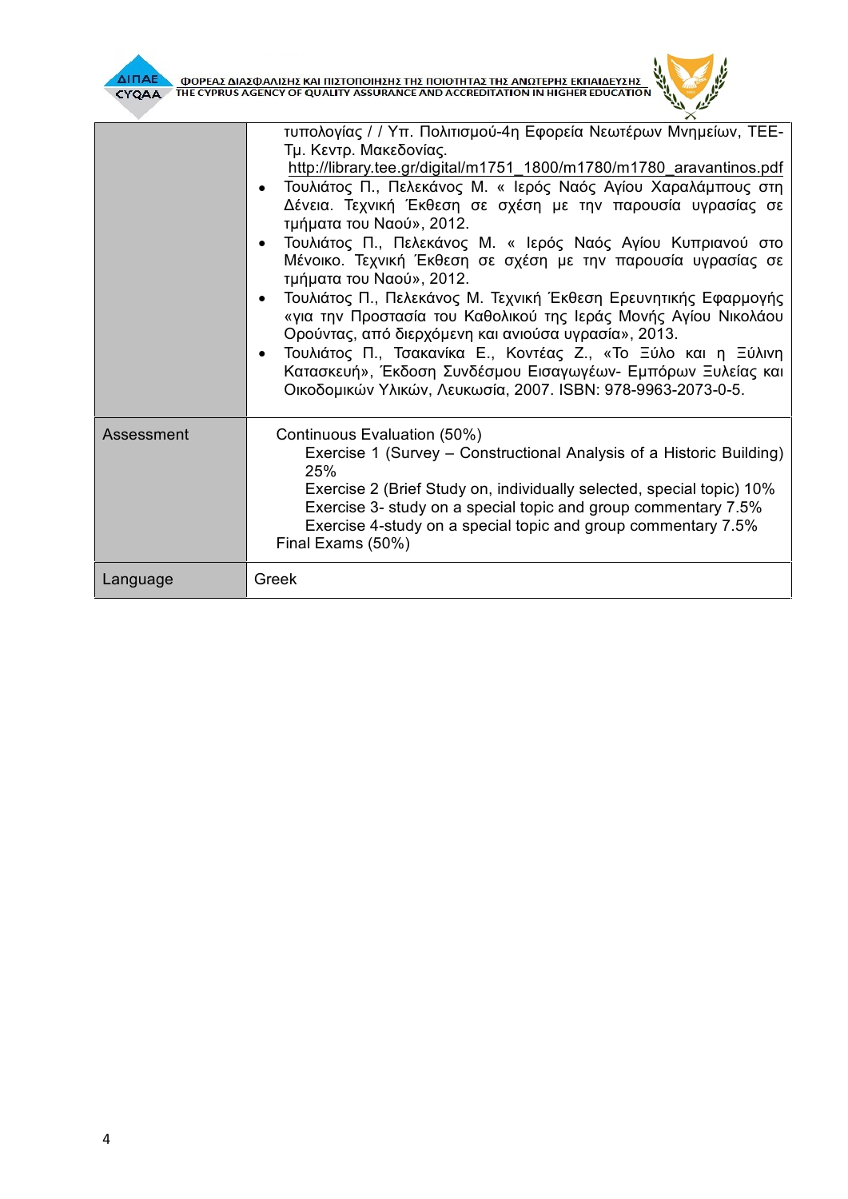| | |
|---|---|
| | τυπολογίας / / Υπ. Πολιτισμού-4η Εφορεία Νεωτέρων Μνημείων, ΤΕΕ-Τμ. Κεντρ. Μακεδονίας. http://library.tee.gr/digital/m1751_1800/m1780/m1780_aravantinos.pdf<br>• Τουλιάτος Π., Πελεκάνος Μ. « Ιερός Ναός Αγίου Χαραλάμπους στη Δένεια. Τεχνική Έκθεση σε σχέση με την παρουσία υγρασίας σε τμήματα του Ναού», 2012.<br>• Τουλιάτος Π., Πελεκάνος Μ. « Ιερός Ναός Αγίου Κυπριανού στο Μένοικο. Τεχνική Έκθεση σε σχέση με την παρουσία υγρασίας σε τμήματα του Ναού», 2012.<br>• Τουλιάτος Π., Πελεκάνος Μ. Τεχνική Έκθεση Ερευνητικής Εφαρμογής «για την Προστασία του Καθολικού της Ιεράς Μονής Αγίου Νικολάου Ορούντας, από διερχόμενη και ανιούσα υγρασία», 2013.<br>• Τουλιάτος Π., Τσακανίκα Ε., Κοντέας Ζ., «Το Ξύλο και η Ξύλινη Κατασκευή», Έκδοση Συνδέσμου Εισαγωγέων- Εμπόρων Ξυλείας και Οικοδομικών Υλικών, Λευκωσία, 2007. ISBN: 978-9963-2073-0-5. |
| Assessment | Continuous Evaluation (50%)<br>Exercise 1 (Survey – Constructional Analysis of a Historic Building) 25%<br>Exercise 2 (Brief Study on, individually selected, special topic) 10%<br>Exercise 3- study on a special topic and group commentary 7.5%<br>Exercise 4-study on a special topic and group commentary 7.5%<br>Final Exams (50%) |
| Language | Greek |